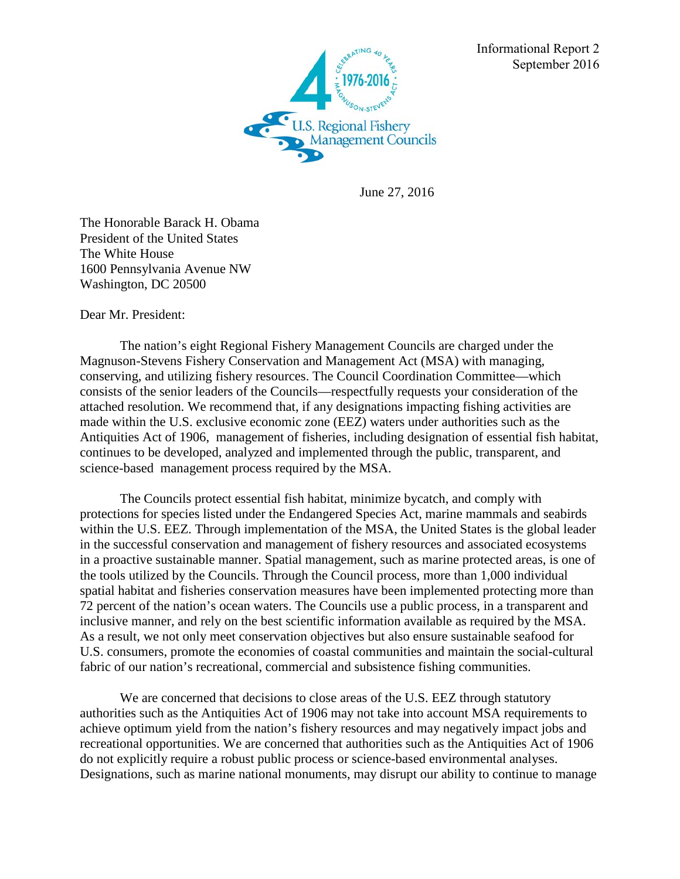Informational Report 2
September 2016

June 27, 2016

The Honorable Barack H. Obama
President of the United States
The White House
1600 Pennsylvania Avenue NW
Washington, DC 20500

Dear Mr. President:

The nation's eight Regional Fishery Management Councils are charged under the Magnuson-Stevens Fishery Conservation and Management Act (MSA) with managing, conserving, and utilizing fishery resources. The Council Coordination Committee—which consists of the senior leaders of the Councils—respectfully requests your consideration of the attached resolution. We recommend that, if any designations impacting fishing activities are made within the U.S. exclusive economic zone (EEZ) waters under authorities such as the Antiquities Act of 1906, management of fisheries, including designation of essential fish habitat, continues to be developed, analyzed and implemented through the public, transparent, and science-based management process required by the MSA.

The Councils protect essential fish habitat, minimize bycatch, and comply with protections for species listed under the Endangered Species Act, marine mammals and seabirds within the U.S. EEZ. Through implementation of the MSA, the United States is the global leader in the successful conservation and management of fishery resources and associated ecosystems in a proactive sustainable manner. Spatial management, such as marine protected areas, is one of the tools utilized by the Councils. Through the Council process, more than 1,000 individual spatial habitat and fisheries conservation measures have been implemented protecting more than 72 percent of the nation's ocean waters. The Councils use a public process, in a transparent and inclusive manner, and rely on the best scientific information available as required by the MSA. As a result, we not only meet conservation objectives but also ensure sustainable seafood for U.S. consumers, promote the economies of coastal communities and maintain the social-cultural fabric of our nation's recreational, commercial and subsistence fishing communities.

We are concerned that decisions to close areas of the U.S. EEZ through statutory authorities such as the Antiquities Act of 1906 may not take into account MSA requirements to achieve optimum yield from the nation's fishery resources and may negatively impact jobs and recreational opportunities. We are concerned that authorities such as the Antiquities Act of 1906 do not explicitly require a robust public process or science-based environmental analyses. Designations, such as marine national monuments, may disrupt our ability to continue to manage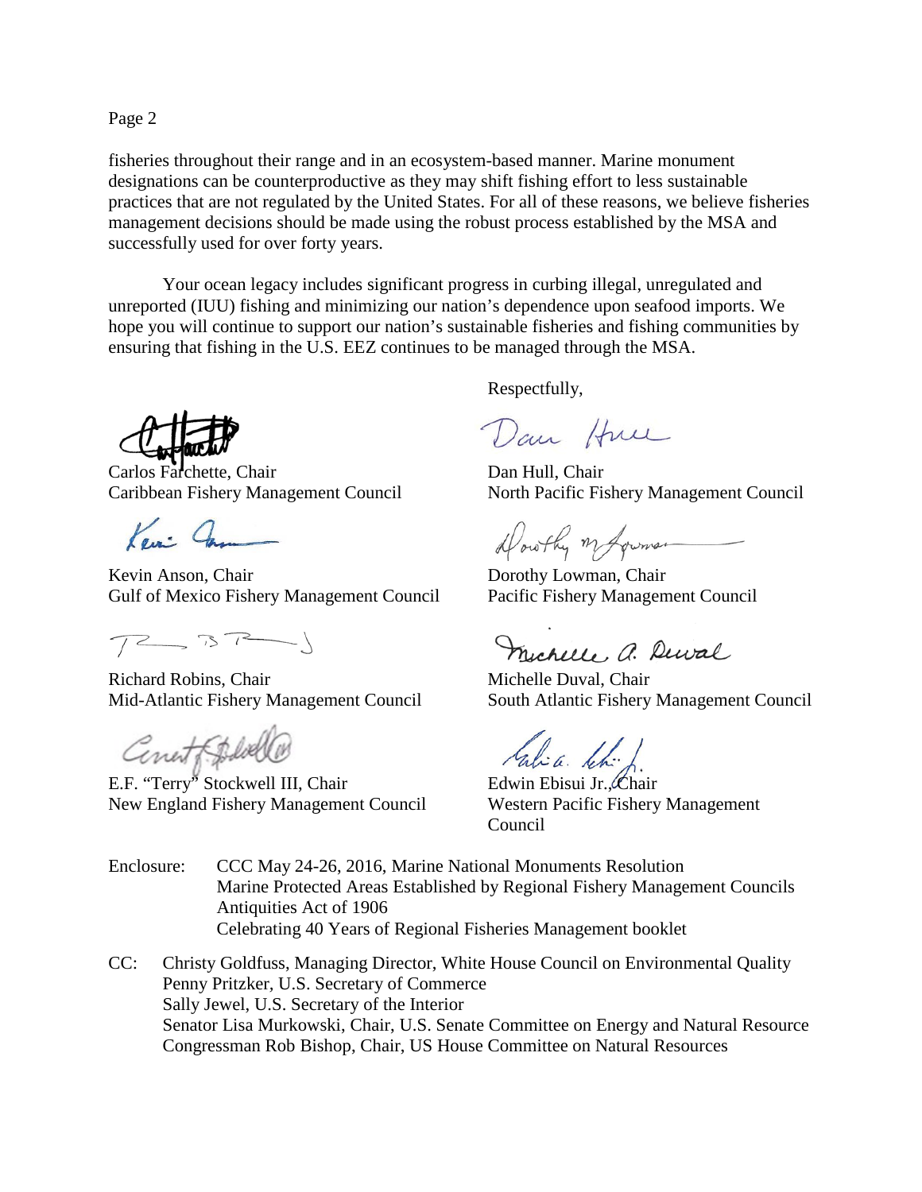fisheries throughout their range and in an ecosystem-based manner. Marine monument designations can be counterproductive as they may shift fishing effort to less sustainable practices that are not regulated by the United States. For all of these reasons, we believe fisheries management decisions should be made using the robust process established by the MSA and successfully used for over forty years.

Your ocean legacy includes significant progress in curbing illegal, unregulated and unreported (IUU) fishing and minimizing our nation's dependence upon seafood imports. We hope you will continue to support our nation's sustainable fisheries and fishing communities by ensuring that fishing in the U.S. EEZ continues to be managed through the MSA.

Respectfully,

Carlos Farchette, Chair
Caribbean Fishery Management Council

Dan Hull, Chair
North Pacific Fishery Management Council

Kevin Anson, Chair
Gulf of Mexico Fishery Management Council

Dorothy Lowman, Chair
Pacific Fishery Management Council

Richard Robins, Chair
Mid-Atlantic Fishery Management Council

Michelle Duval, Chair
South Atlantic Fishery Management Council

E.F. "Terry" Stockwell III, Chair
New England Fishery Management Council

Edwin Ebisui Jr., Chair
Western Pacific Fishery Management Council

Enclosure:
- CCC May 24-26, 2016, Marine National Monuments Resolution
- Marine Protected Areas Established by Regional Fishery Management Councils
- Antiquities Act of 1906
- Celebrating 40 Years of Regional Fisheries Management booklet

CC:
- Christy Goldfuss, Managing Director, White House Council on Environmental Quality
- Penny Pritzker, U.S. Secretary of Commerce
- Sally Jewel, U.S. Secretary of the Interior
- Senator Lisa Murkowski, Chair, U.S. Senate Committee on Energy and Natural Resource
- Congressman Rob Bishop, Chair, US House Committee on Natural Resources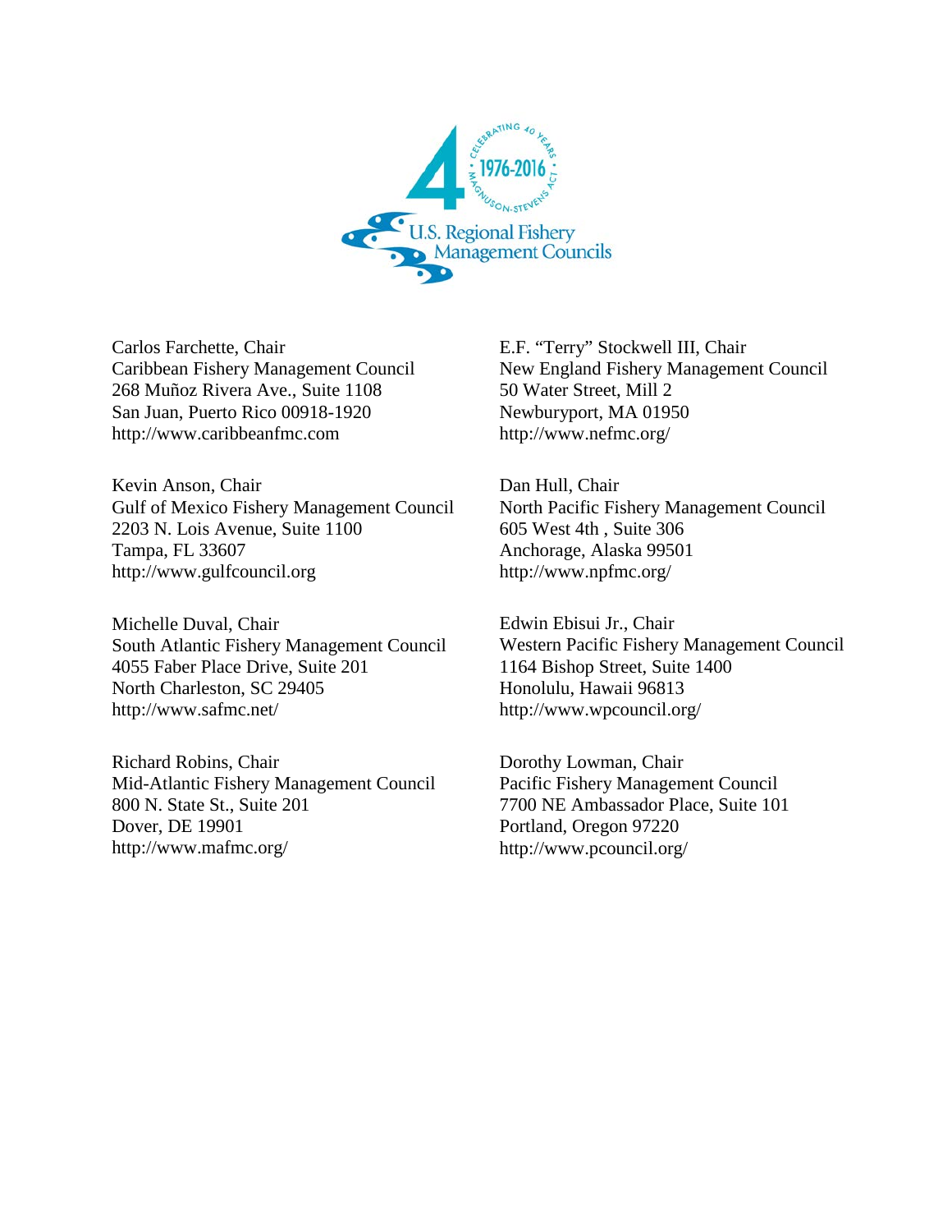Carlos Farchette, Chair
Caribbean Fishery Management Council
268 Muñoz Rivera Ave., Suite 1108
San Juan, Puerto Rico 00918-1920
http://www.caribbeanfmc.com

Kevin Anson, Chair
Gulf of Mexico Fishery Management Council
2203 N. Lois Avenue, Suite 1100
Tampa, FL 33607
http://www.gulfcouncil.org

Michelle Duval, Chair
South Atlantic Fishery Management Council
4055 Faber Place Drive, Suite 201
North Charleston, SC 29405
http://www.safmc.net/

Richard Robins, Chair
Mid-Atlantic Fishery Management Council
800 N. State St., Suite 201
Dover, DE 19901
http://www.mafmc.org/

E.F. "Terry" Stockwell III, Chair
New England Fishery Management Council
50 Water Street, Mill 2
Newburyport, MA 01950
http://www.nefmc.org/

Dan Hull, Chair
North Pacific Fishery Management Council
605 West 4th , Suite 306
Anchorage, Alaska 99501
http://www.npfmc.org/

Edwin Ebisui Jr., Chair
Western Pacific Fishery Management Council
1164 Bishop Street, Suite 1400
Honolulu, Hawaii 96813
http://www.wpcouncil.org/

Dorothy Lowman, Chair
Pacific Fishery Management Council
7700 NE Ambassador Place, Suite 101
Portland, Oregon 97220
http://www.pcouncil.org/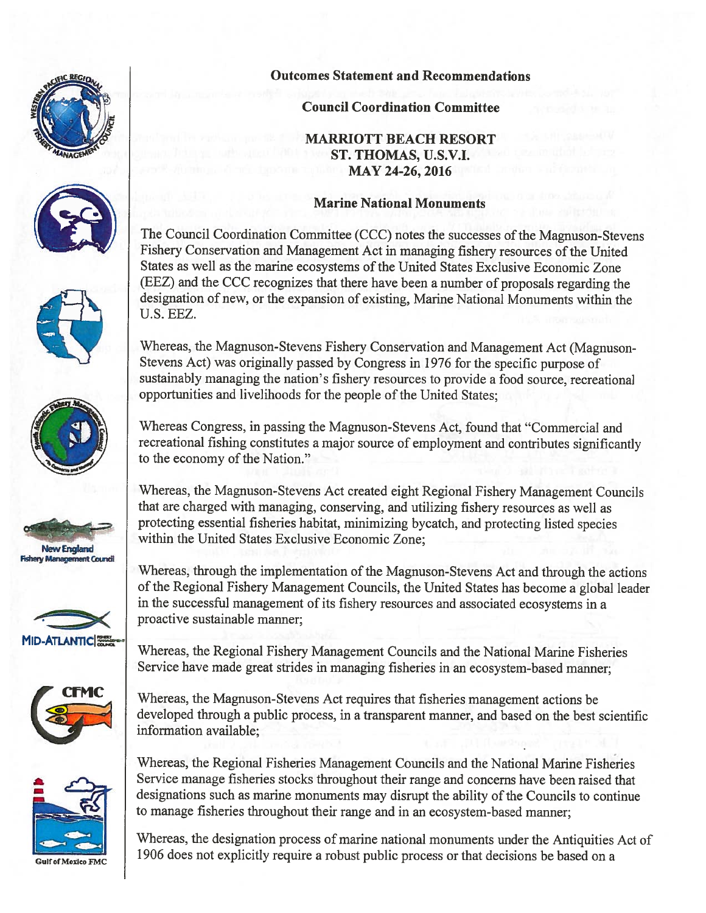**Outcomes Statement and Recommendations**

**Council Coordination Committee**

**MARRIOTT BEACH RESORT**
**ST. THOMAS, U.S.V.I.**
**MAY 24-26, 2016**

**Marine National Monuments**

The Council Coordination Committee (CCC) notes the successes of the Magnuson-Stevens Fishery Conservation and Management Act in managing fishery resources of the United States as well as the marine ecosystems of the United States Exclusive Economic Zone (EEZ) and the CCC recognizes that there have been a number of proposals regarding the designation of new, or the expansion of existing, Marine National Monuments within the U.S. EEZ.

Whereas, the Magnuson-Stevens Fishery Conservation and Management Act (Magnuson-Stevens Act) was originally passed by Congress in 1976 for the specific purpose of sustainably managing the nation's fishery resources to provide a food source, recreational opportunities and livelihoods for the people of the United States;

Whereas Congress, in passing the Magnuson-Stevens Act, found that "Commercial and recreational fishing constitutes a major source of employment and contributes significantly to the economy of the Nation."

Whereas, the Magnuson-Stevens Act created eight Regional Fishery Management Councils that are charged with managing, conserving, and utilizing fishery resources as well as protecting essential fisheries habitat, minimizing bycatch, and protecting listed species within the United States Exclusive Economic Zone;

Whereas, through the implementation of the Magnuson-Stevens Act and through the actions of the Regional Fishery Management Councils, the United States has become a global leader in the successful management of its fishery resources and associated ecosystems in a proactive sustainable manner;

Whereas, the Regional Fishery Management Councils and the National Marine Fisheries Service have made great strides in managing fisheries in an ecosystem-based manner;

Whereas, the Magnuson-Stevens Act requires that fisheries management actions be developed through a public process, in a transparent manner, and based on the best scientific information available;

Whereas, the Regional Fisheries Management Councils and the National Marine Fisheries Service manage fisheries stocks throughout their range and concerns have been raised that designations such as marine monuments may disrupt the ability of the Councils to continue to manage fisheries throughout their range and in an ecosystem-based manner;

Whereas, the designation process of marine national monuments under the Antiquities Act of 1906 does not explicitly require a robust public process or that decisions be based on a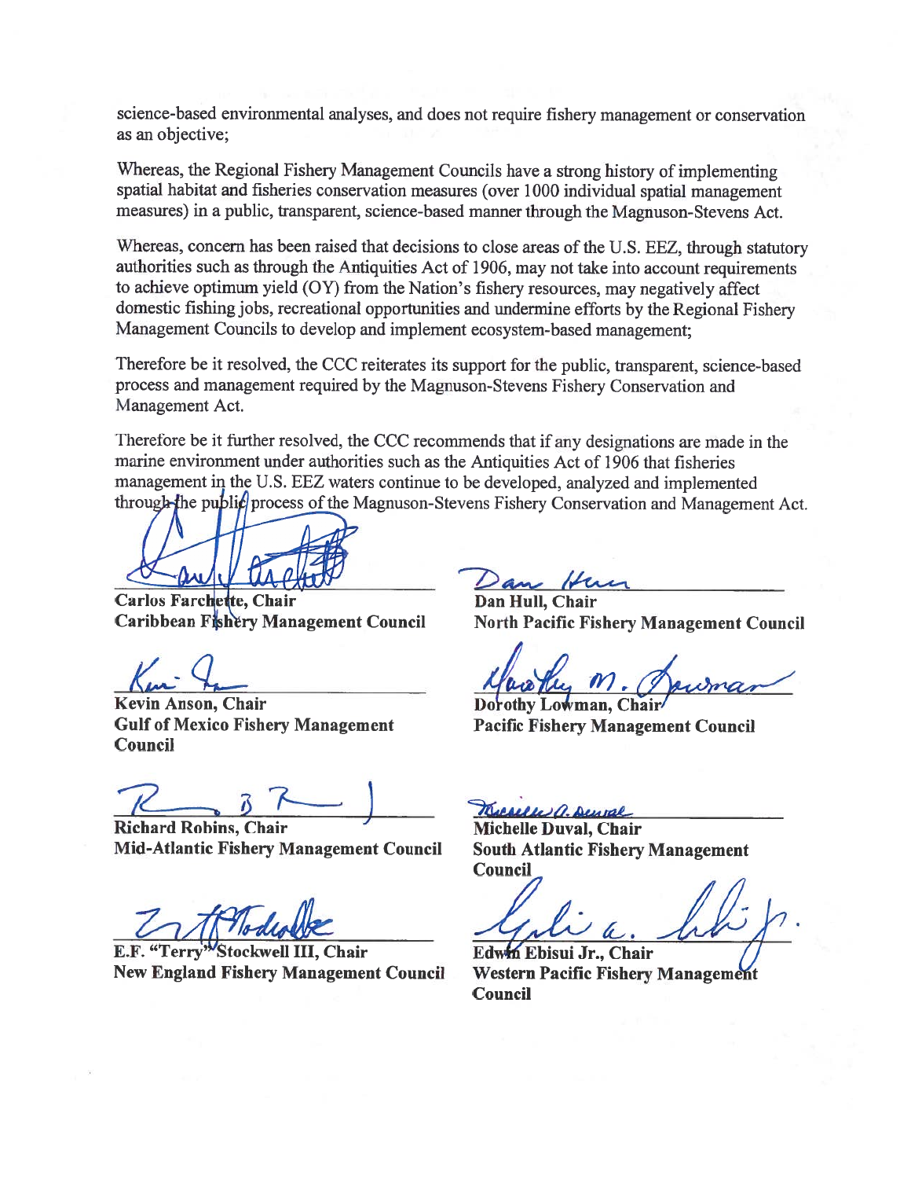science-based environmental analyses, and does not require fishery management or conservation as an objective;

Whereas, the Regional Fishery Management Councils have a strong history of implementing spatial habitat and fisheries conservation measures (over 1000 individual spatial management measures) in a public, transparent, science-based manner through the Magnuson-Stevens Act.

Whereas, concern has been raised that decisions to close areas of the U.S. EEZ, through statutory authorities such as through the Antiquities Act of 1906, may not take into account requirements to achieve optimum yield (OY) from the Nation's fishery resources, may negatively affect domestic fishing jobs, recreational opportunities and undermine efforts by the Regional Fishery Management Councils to develop and implement ecosystem-based management;

Therefore be it resolved, the CCC reiterates its support for the public, transparent, science-based process and management required by the Magnuson-Stevens Fishery Conservation and Management Act.

Therefore be it further resolved, the CCC recommends that if any designations are made in the marine environment under authorities such as the Antiquities Act of 1906 that fisheries management in the U.S. EEZ waters continue to be developed, analyzed and implemented through the public process of the Magnuson-Stevens Fishery Conservation and Management Act.

**Carlos Farchette, Chair**
**Caribbean Fishery Management Council**

**Dan Hull, Chair**
**North Pacific Fishery Management Council**

**Kevin Anson, Chair**
**Gulf of Mexico Fishery Management Council**

**Dorothy Lowman, Chair**
**Pacific Fishery Management Council**

**Richard Robins, Chair**
**Mid-Atlantic Fishery Management Council**

**Michelle Duval, Chair**
**South Atlantic Fishery Management Council**

**E.F. "Terry" Stockwell III, Chair**
**New England Fishery Management Council**

**Edwin Ebisui Jr., Chair**
**Western Pacific Fishery Management Council**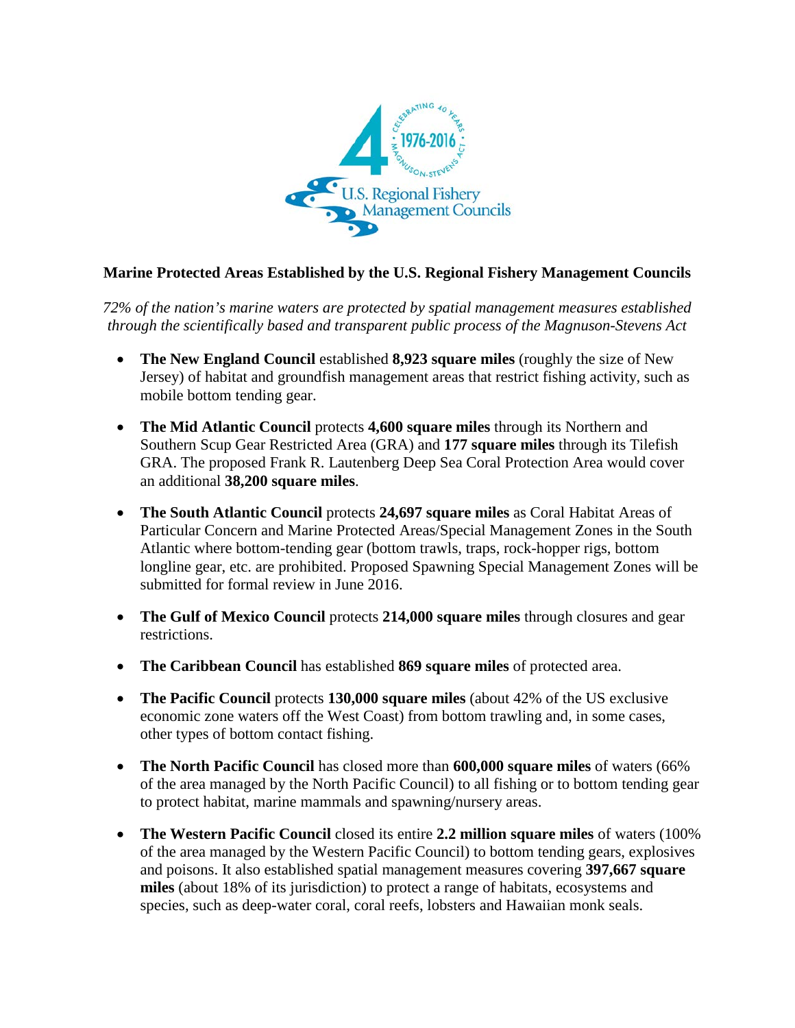**Marine Protected Areas Established by the U.S. Regional Fishery Management Councils**

*72% of the nation's marine waters are protected by spatial management measures established through the scientifically based and transparent public process of the Magnuson-Stevens Act*

- **The New England Council** established **8,923 square miles** (roughly the size of New Jersey) of habitat and groundfish management areas that restrict fishing activity, such as mobile bottom tending gear.
- **The Mid Atlantic Council** protects **4,600 square miles** through its Northern and Southern Scup Gear Restricted Area (GRA) and **177 square miles** through its Tilefish GRA. The proposed Frank R. Lautenberg Deep Sea Coral Protection Area would cover an additional **38,200 square miles**.
- **The South Atlantic Council** protects **24,697 square miles** as Coral Habitat Areas of Particular Concern and Marine Protected Areas/Special Management Zones in the South Atlantic where bottom-tending gear (bottom trawls, traps, rock-hopper rigs, bottom longline gear, etc. are prohibited. Proposed Spawning Special Management Zones will be submitted for formal review in June 2016.
- **The Gulf of Mexico Council** protects **214,000 square miles** through closures and gear restrictions.
- **The Caribbean Council** has established **869 square miles** of protected area.
- **The Pacific Council** protects **130,000 square miles** (about 42% of the US exclusive economic zone waters off the West Coast) from bottom trawling and, in some cases, other types of bottom contact fishing.
- **The North Pacific Council** has closed more than **600,000 square miles** of waters (66% of the area managed by the North Pacific Council) to all fishing or to bottom tending gear to protect habitat, marine mammals and spawning/nursery areas.
- **The Western Pacific Council** closed its entire **2.2 million square miles** of waters (100% of the area managed by the Western Pacific Council) to bottom tending gears, explosives and poisons. It also established spatial management measures covering **397,667 square miles** (about 18% of its jurisdiction) to protect a range of habitats, ecosystems and species, such as deep-water coral, coral reefs, lobsters and Hawaiian monk seals.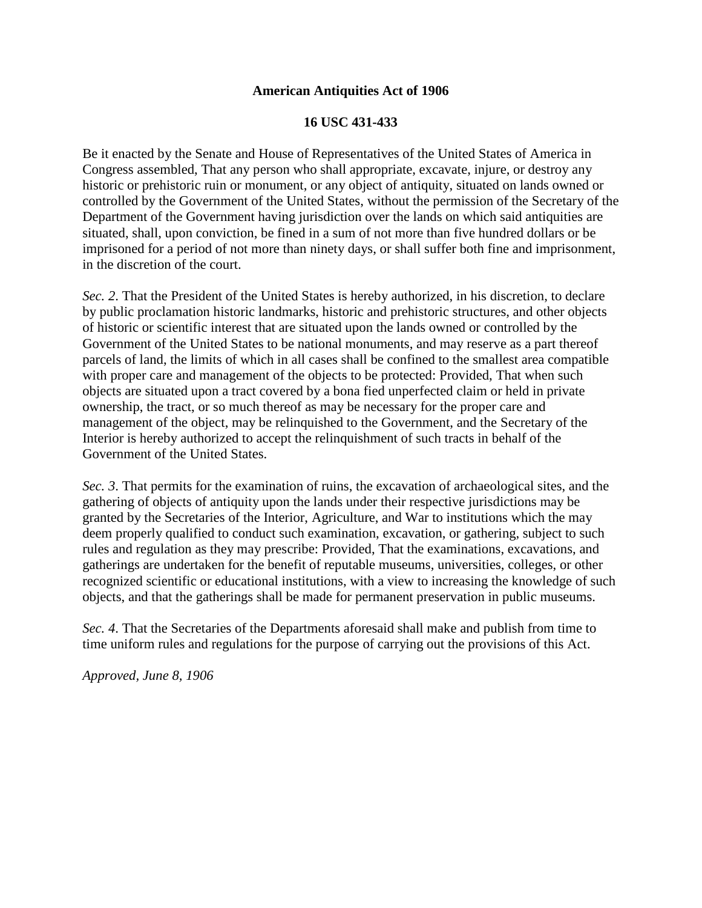**American Antiquities Act of 1906**

**16 USC 431-433**

Be it enacted by the Senate and House of Representatives of the United States of America in Congress assembled, That any person who shall appropriate, excavate, injure, or destroy any historic or prehistoric ruin or monument, or any object of antiquity, situated on lands owned or controlled by the Government of the United States, without the permission of the Secretary of the Department of the Government having jurisdiction over the lands on which said antiquities are situated, shall, upon conviction, be fined in a sum of not more than five hundred dollars or be imprisoned for a period of not more than ninety days, or shall suffer both fine and imprisonment, in the discretion of the court.

*Sec. 2*. That the President of the United States is hereby authorized, in his discretion, to declare by public proclamation historic landmarks, historic and prehistoric structures, and other objects of historic or scientific interest that are situated upon the lands owned or controlled by the Government of the United States to be national monuments, and may reserve as a part thereof parcels of land, the limits of which in all cases shall be confined to the smallest area compatible with proper care and management of the objects to be protected: Provided, That when such objects are situated upon a tract covered by a bona fied unperfected claim or held in private ownership, the tract, or so much thereof as may be necessary for the proper care and management of the object, may be relinquished to the Government, and the Secretary of the Interior is hereby authorized to accept the relinquishment of such tracts in behalf of the Government of the United States.

*Sec. 3*. That permits for the examination of ruins, the excavation of archaeological sites, and the gathering of objects of antiquity upon the lands under their respective jurisdictions may be granted by the Secretaries of the Interior, Agriculture, and War to institutions which the may deem properly qualified to conduct such examination, excavation, or gathering, subject to such rules and regulation as they may prescribe: Provided, That the examinations, excavations, and gatherings are undertaken for the benefit of reputable museums, universities, colleges, or other recognized scientific or educational institutions, with a view to increasing the knowledge of such objects, and that the gatherings shall be made for permanent preservation in public museums.

*Sec. 4*. That the Secretaries of the Departments aforesaid shall make and publish from time to time uniform rules and regulations for the purpose of carrying out the provisions of this Act.

*Approved, June 8, 1906*